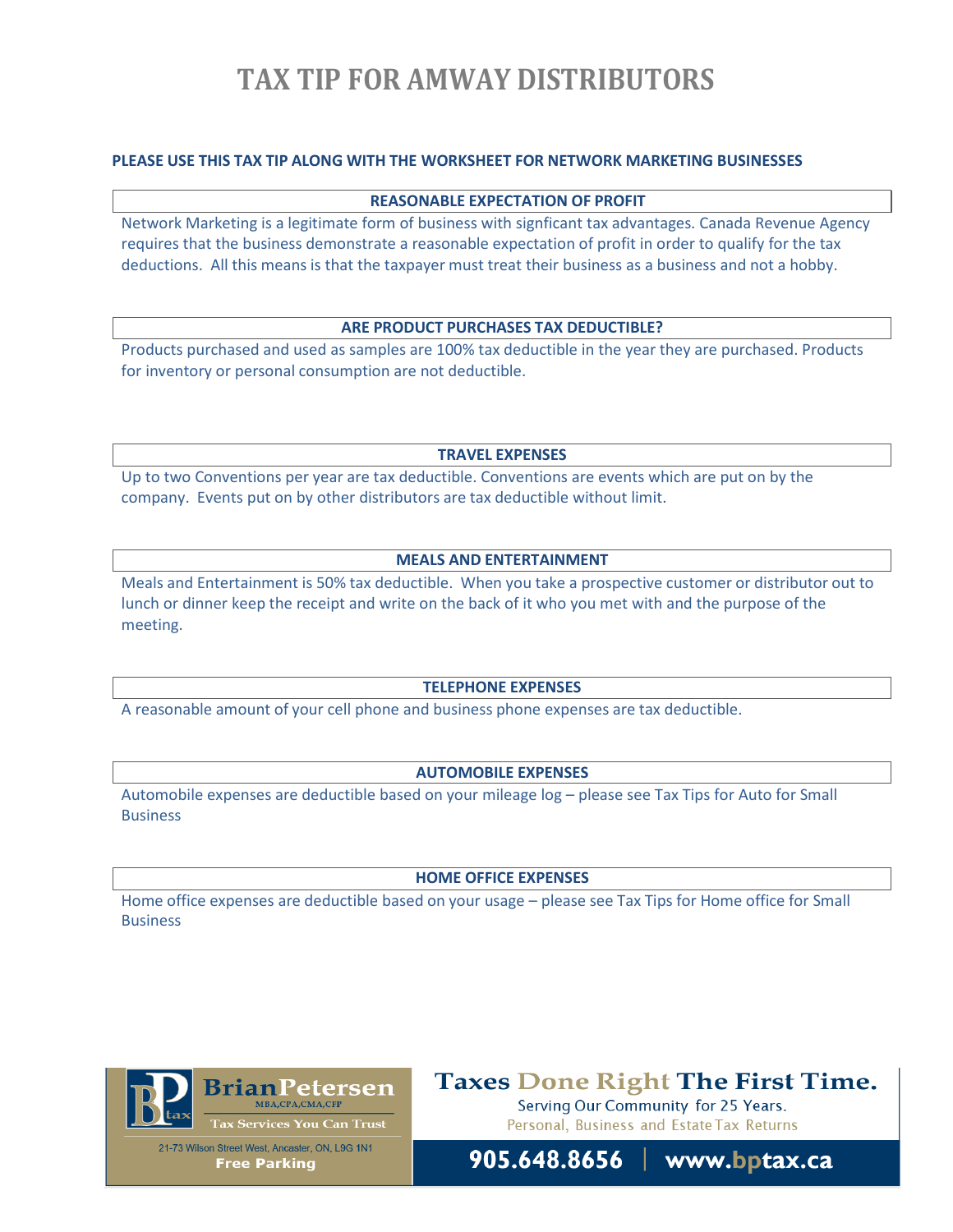# TAX TIP FOR AMWAY DISTRIBUTORS

**PLEASE USE THIS TAX TIP ALONG WITH THE WORKSHEET FOR NETWORK MARKETING BUSINESSES**

## REASONABLE EXPECTATION OF PROFIT

Network Marketing is a legitimate form of business with signficant tax advantages. Canada Revenue Agency requires that the business demonstrate a reasonable expectation of profit in order to qualify for the tax deductions. All this means is that the taxpayer must treat their business as a business and not a hobby.

## ARE PRODUCT PURCHASES TAX DEDUCTIBLE?

Products purchased and used as samples are 100% tax deductible in the year they are purchased. Products for inventory or personal consumption are not deductible.

## TRAVEL EXPENSES

Up to two Conventions per year are tax deductible. Conventions are events which are put on by the company. Events put on by other distributors are tax deductible without limit.

## MEALS AND ENTERTAINMENT

Meals and Entertainment is 50% tax deductible. When you take a prospective customer or distributor out to lunch or dinner keep the receipt and write on the back of it who you met with and the purpose of the meeting.

## TELEPHONE EXPENSES

A reasonable amount of your cell phone and business phone expenses are tax deductible.

## AUTOMOBILE EXPENSES

Automobile expenses are deductible based on your mileage log – please see Tax Tips for Auto for Small Business

## HOME OFFICE EXPENSES

Home office expenses are deductible based on your usage – please see Tax Tips for Home office for Small Business

**Brian Petersen** MBA,CPA,CMA,CFP
Tax Services You Can Trust
21-73 Wilson Street West, Ancaster, ON, L9G 1N1
Free Parking

**Taxes Done Right The First Time.**
Serving Our Community for 25 Years.
Personal, Business and Estate Tax Returns

**905.648.8656 | www.bptax.ca**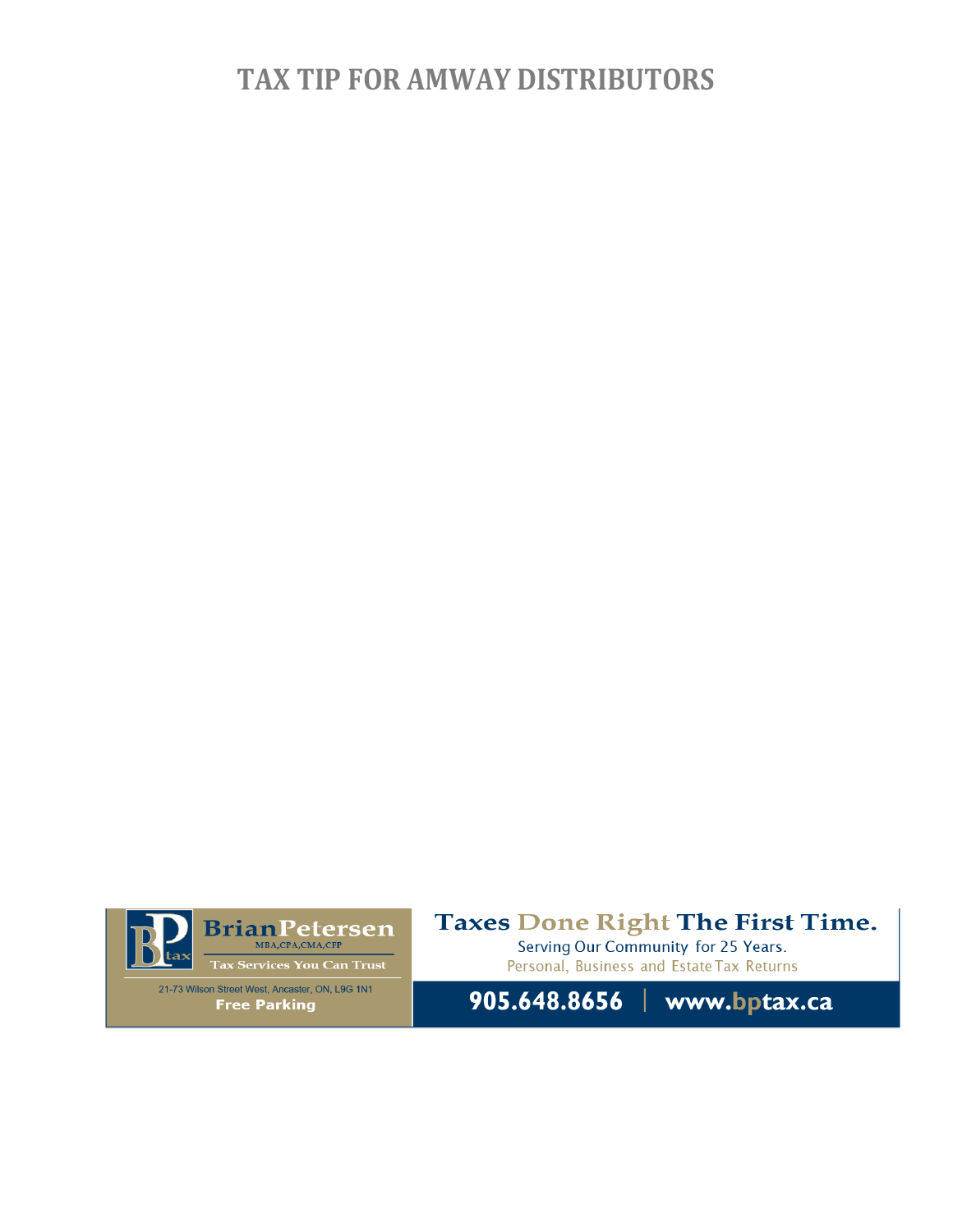# TAX TIP FOR AMWAY DISTRIBUTORS

**Brian Petersen** MBA,CPA,CMA,CFP

Tax Services You Can Trust

21-73 Wilson Street West, Ancaster, ON, L9G 1N1

**Free Parking**

**Taxes Done Right The First Time.**

Serving Our Community for 25 Years.

Personal, Business and Estate Tax Returns

**905.648.8656 | www.bptax.ca**